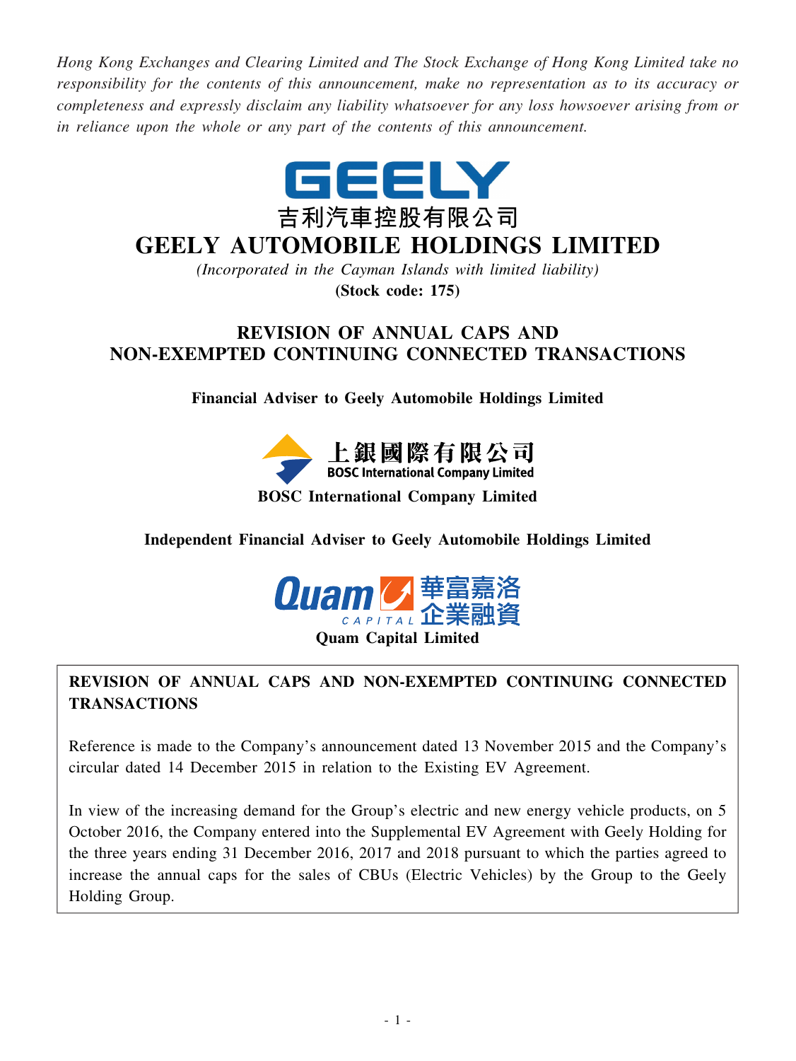*Hong Kong Exchanges and Clearing Limited and The Stock Exchange of Hong Kong Limited take no responsibility for the contents of this announcement, make no representation as to its accuracy or completeness and expressly disclaim any liability whatsoever for any loss howsoever arising from or in reliance upon the whole or any part of the contents of this announcement.*

GEELY

吉利汽車控股有限公司

# GEELY AUTOMOBILE HOLDINGS LIMITED

*(Incorporated in the Cayman Islands with limited liability)*

**(Stock code: 175)**

## REVISION OF ANNUAL CAPS AND NON-EXEMPTED CONTINUING CONNECTED TRANSACTIONS

**Financial Adviser to Geely Automobile Holdings Limited**

上銀國際有限公司
BOSC International Company Limited

**BOSC International Company Limited**

**Independent Financial Adviser to Geely Automobile Holdings Limited**

Quam CAPITAL 華富嘉洛企業融資

**Quam Capital Limited**

**REVISION OF ANNUAL CAPS AND NON-EXEMPTED CONTINUING CONNECTED TRANSACTIONS**

Reference is made to the Company's announcement dated 13 November 2015 and the Company's circular dated 14 December 2015 in relation to the Existing EV Agreement.

In view of the increasing demand for the Group's electric and new energy vehicle products, on 5 October 2016, the Company entered into the Supplemental EV Agreement with Geely Holding for the three years ending 31 December 2016, 2017 and 2018 pursuant to which the parties agreed to increase the annual caps for the sales of CBUs (Electric Vehicles) by the Group to the Geely Holding Group.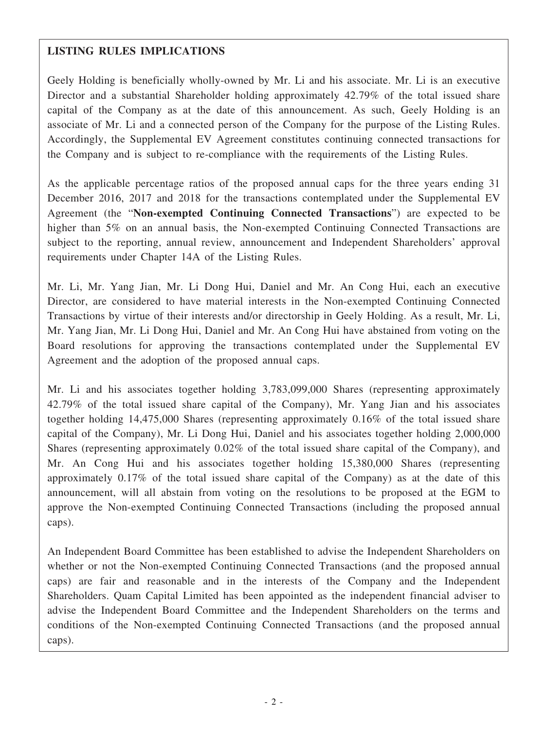**LISTING RULES IMPLICATIONS**

Geely Holding is beneficially wholly-owned by Mr. Li and his associate. Mr. Li is an executive Director and a substantial Shareholder holding approximately 42.79% of the total issued share capital of the Company as at the date of this announcement. As such, Geely Holding is an associate of Mr. Li and a connected person of the Company for the purpose of the Listing Rules. Accordingly, the Supplemental EV Agreement constitutes continuing connected transactions for the Company and is subject to re-compliance with the requirements of the Listing Rules.

As the applicable percentage ratios of the proposed annual caps for the three years ending 31 December 2016, 2017 and 2018 for the transactions contemplated under the Supplemental EV Agreement (the "**Non-exempted Continuing Connected Transactions**") are expected to be higher than 5% on an annual basis, the Non-exempted Continuing Connected Transactions are subject to the reporting, annual review, announcement and Independent Shareholders' approval requirements under Chapter 14A of the Listing Rules.

Mr. Li, Mr. Yang Jian, Mr. Li Dong Hui, Daniel and Mr. An Cong Hui, each an executive Director, are considered to have material interests in the Non-exempted Continuing Connected Transactions by virtue of their interests and/or directorship in Geely Holding. As a result, Mr. Li, Mr. Yang Jian, Mr. Li Dong Hui, Daniel and Mr. An Cong Hui have abstained from voting on the Board resolutions for approving the transactions contemplated under the Supplemental EV Agreement and the adoption of the proposed annual caps.

Mr. Li and his associates together holding 3,783,099,000 Shares (representing approximately 42.79% of the total issued share capital of the Company), Mr. Yang Jian and his associates together holding 14,475,000 Shares (representing approximately 0.16% of the total issued share capital of the Company), Mr. Li Dong Hui, Daniel and his associates together holding 2,000,000 Shares (representing approximately 0.02% of the total issued share capital of the Company), and Mr. An Cong Hui and his associates together holding 15,380,000 Shares (representing approximately 0.17% of the total issued share capital of the Company) as at the date of this announcement, will all abstain from voting on the resolutions to be proposed at the EGM to approve the Non-exempted Continuing Connected Transactions (including the proposed annual caps).

An Independent Board Committee has been established to advise the Independent Shareholders on whether or not the Non-exempted Continuing Connected Transactions (and the proposed annual caps) are fair and reasonable and in the interests of the Company and the Independent Shareholders. Quam Capital Limited has been appointed as the independent financial adviser to advise the Independent Board Committee and the Independent Shareholders on the terms and conditions of the Non-exempted Continuing Connected Transactions (and the proposed annual caps).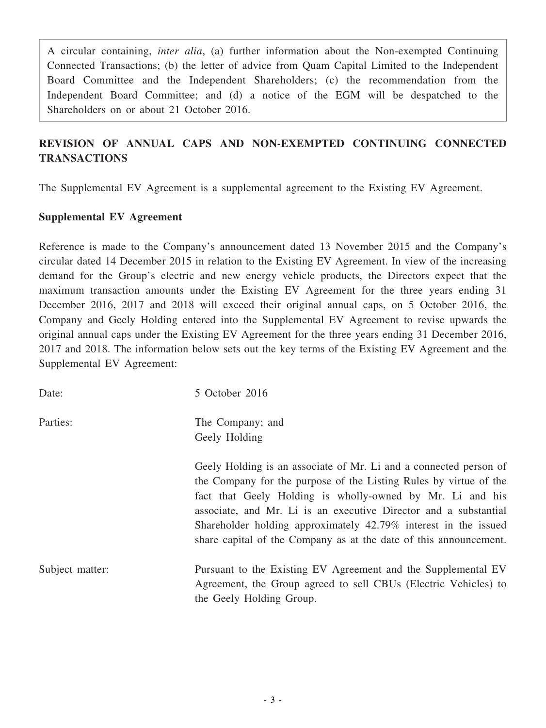A circular containing, *inter alia*, (a) further information about the Non-exempted Continuing Connected Transactions; (b) the letter of advice from Quam Capital Limited to the Independent Board Committee and the Independent Shareholders; (c) the recommendation from the Independent Board Committee; and (d) a notice of the EGM will be despatched to the Shareholders on or about 21 October 2016.

## REVISION OF ANNUAL CAPS AND NON-EXEMPTED CONTINUING CONNECTED TRANSACTIONS

The Supplemental EV Agreement is a supplemental agreement to the Existing EV Agreement.

### Supplemental EV Agreement

Reference is made to the Company's announcement dated 13 November 2015 and the Company's circular dated 14 December 2015 in relation to the Existing EV Agreement. In view of the increasing demand for the Group's electric and new energy vehicle products, the Directors expect that the maximum transaction amounts under the Existing EV Agreement for the three years ending 31 December 2016, 2017 and 2018 will exceed their original annual caps, on 5 October 2016, the Company and Geely Holding entered into the Supplemental EV Agreement to revise upwards the original annual caps under the Existing EV Agreement for the three years ending 31 December 2016, 2017 and 2018. The information below sets out the key terms of the Existing EV Agreement and the Supplemental EV Agreement:

| | |
|---|---|
| Date: | 5 October 2016 |
| Parties: | The Company; and<br>Geely Holding<br><br>Geely Holding is an associate of Mr. Li and a connected person of the Company for the purpose of the Listing Rules by virtue of the fact that Geely Holding is wholly-owned by Mr. Li and his associate, and Mr. Li is an executive Director and a substantial Shareholder holding approximately 42.79% interest in the issued share capital of the Company as at the date of this announcement. |
| Subject matter: | Pursuant to the Existing EV Agreement and the Supplemental EV Agreement, the Group agreed to sell CBUs (Electric Vehicles) to the Geely Holding Group. |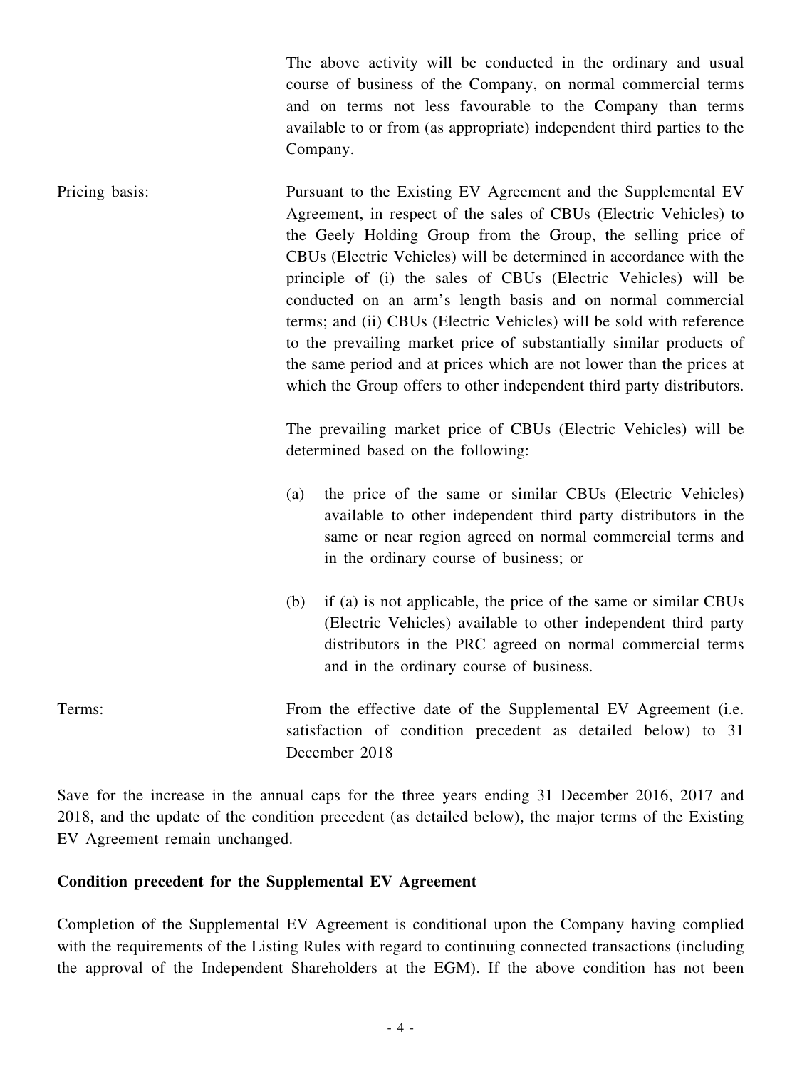The above activity will be conducted in the ordinary and usual course of business of the Company, on normal commercial terms and on terms not less favourable to the Company than terms available to or from (as appropriate) independent third parties to the Company.

Pricing basis: Pursuant to the Existing EV Agreement and the Supplemental EV Agreement, in respect of the sales of CBUs (Electric Vehicles) to the Geely Holding Group from the Group, the selling price of CBUs (Electric Vehicles) will be determined in accordance with the principle of (i) the sales of CBUs (Electric Vehicles) will be conducted on an arm's length basis and on normal commercial terms; and (ii) CBUs (Electric Vehicles) will be sold with reference to the prevailing market price of substantially similar products of the same period and at prices which are not lower than the prices at which the Group offers to other independent third party distributors.

The prevailing market price of CBUs (Electric Vehicles) will be determined based on the following:

(a) the price of the same or similar CBUs (Electric Vehicles) available to other independent third party distributors in the same or near region agreed on normal commercial terms and in the ordinary course of business; or

(b) if (a) is not applicable, the price of the same or similar CBUs (Electric Vehicles) available to other independent third party distributors in the PRC agreed on normal commercial terms and in the ordinary course of business.

Terms: From the effective date of the Supplemental EV Agreement (i.e. satisfaction of condition precedent as detailed below) to 31 December 2018

Save for the increase in the annual caps for the three years ending 31 December 2016, 2017 and 2018, and the update of the condition precedent (as detailed below), the major terms of the Existing EV Agreement remain unchanged.

**Condition precedent for the Supplemental EV Agreement**

Completion of the Supplemental EV Agreement is conditional upon the Company having complied with the requirements of the Listing Rules with regard to continuing connected transactions (including the approval of the Independent Shareholders at the EGM). If the above condition has not been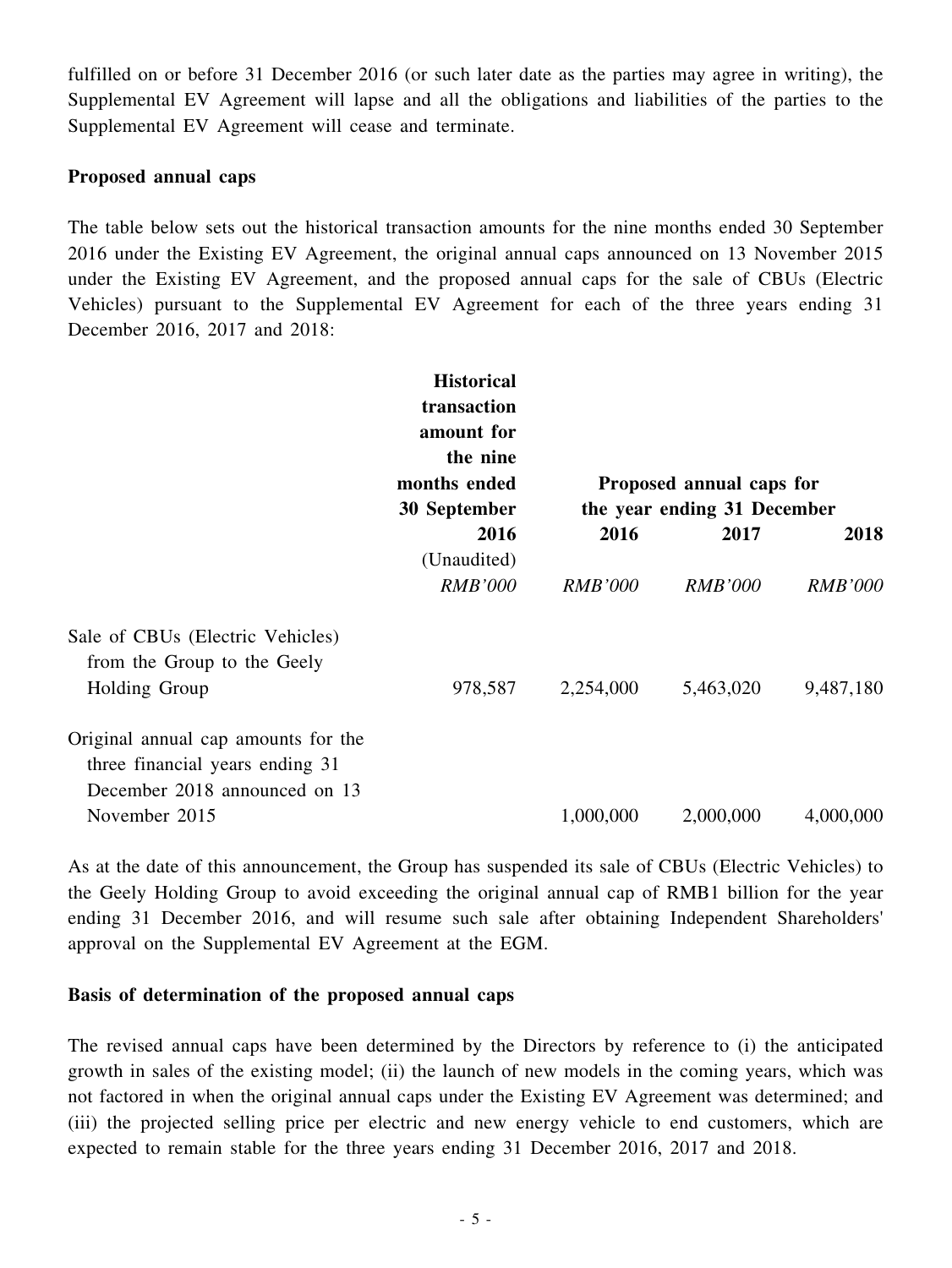fulfilled on or before 31 December 2016 (or such later date as the parties may agree in writing), the Supplemental EV Agreement will lapse and all the obligations and liabilities of the parties to the Supplemental EV Agreement will cease and terminate.

**Proposed annual caps**

The table below sets out the historical transaction amounts for the nine months ended 30 September 2016 under the Existing EV Agreement, the original annual caps announced on 13 November 2015 under the Existing EV Agreement, and the proposed annual caps for the sale of CBUs (Electric Vehicles) pursuant to the Supplemental EV Agreement for each of the three years ending 31 December 2016, 2017 and 2018:

| | **Historical transaction amount for the nine months ended 30 September 2016** | **Proposed annual caps for the year ending 31 December** | | |
|---|---|---|---|---|
| | **2016** | **2016** | **2017** | **2018** |
| | (Unaudited) *RMB'000* | *RMB'000* | *RMB'000* | *RMB'000* |
| Sale of CBUs (Electric Vehicles) from the Group to the Geely Holding Group | 978,587 | 2,254,000 | 5,463,020 | 9,487,180 |
| Original annual cap amounts for the three financial years ending 31 December 2018 announced on 13 November 2015 | | 1,000,000 | 2,000,000 | 4,000,000 |

As at the date of this announcement, the Group has suspended its sale of CBUs (Electric Vehicles) to the Geely Holding Group to avoid exceeding the original annual cap of RMB1 billion for the year ending 31 December 2016, and will resume such sale after obtaining Independent Shareholders' approval on the Supplemental EV Agreement at the EGM.

**Basis of determination of the proposed annual caps**

The revised annual caps have been determined by the Directors by reference to (i) the anticipated growth in sales of the existing model; (ii) the launch of new models in the coming years, which was not factored in when the original annual caps under the Existing EV Agreement was determined; and (iii) the projected selling price per electric and new energy vehicle to end customers, which are expected to remain stable for the three years ending 31 December 2016, 2017 and 2018.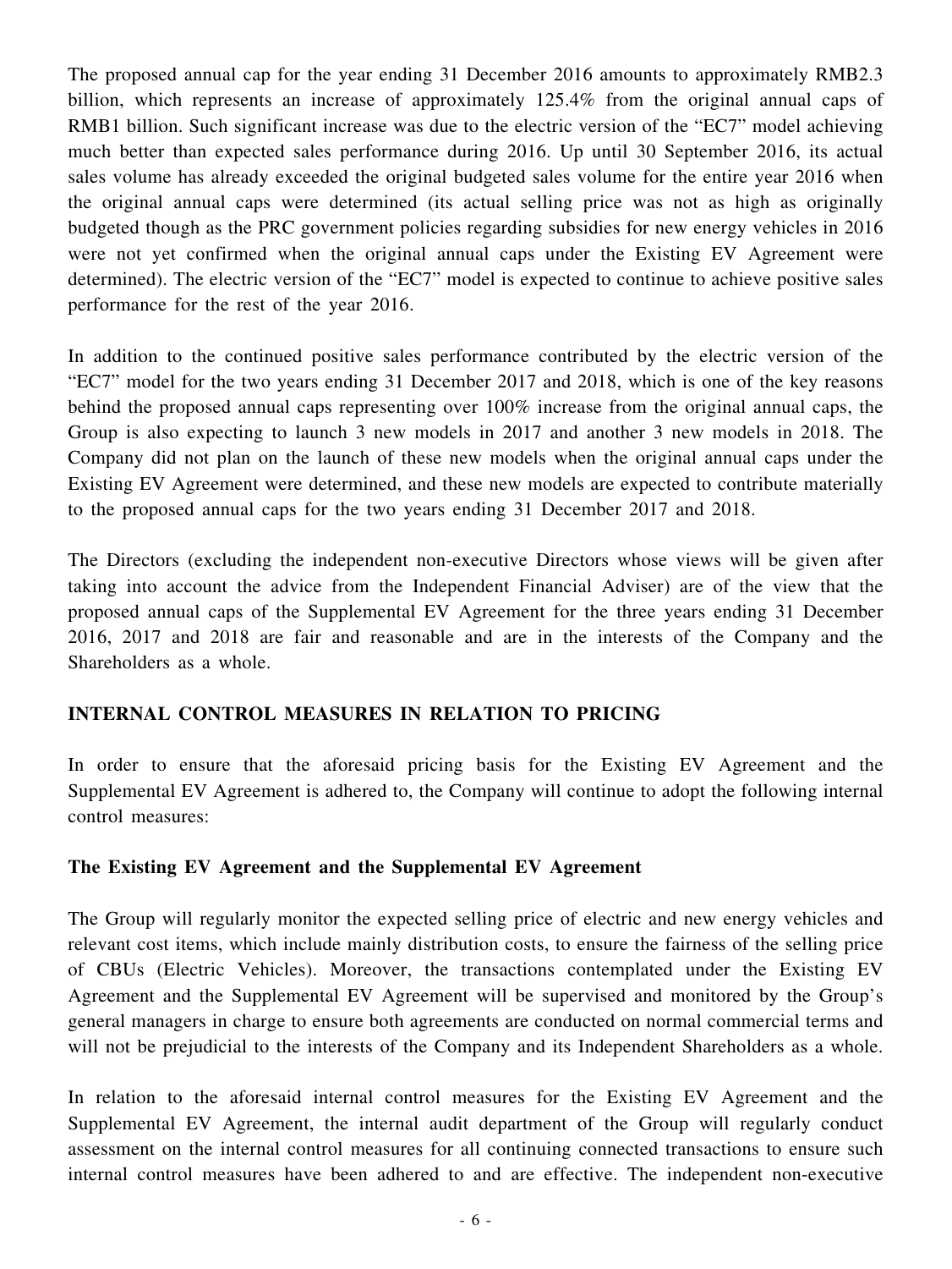The proposed annual cap for the year ending 31 December 2016 amounts to approximately RMB2.3 billion, which represents an increase of approximately 125.4% from the original annual caps of RMB1 billion. Such significant increase was due to the electric version of the "EC7" model achieving much better than expected sales performance during 2016. Up until 30 September 2016, its actual sales volume has already exceeded the original budgeted sales volume for the entire year 2016 when the original annual caps were determined (its actual selling price was not as high as originally budgeted though as the PRC government policies regarding subsidies for new energy vehicles in 2016 were not yet confirmed when the original annual caps under the Existing EV Agreement were determined). The electric version of the "EC7" model is expected to continue to achieve positive sales performance for the rest of the year 2016.

In addition to the continued positive sales performance contributed by the electric version of the "EC7" model for the two years ending 31 December 2017 and 2018, which is one of the key reasons behind the proposed annual caps representing over 100% increase from the original annual caps, the Group is also expecting to launch 3 new models in 2017 and another 3 new models in 2018. The Company did not plan on the launch of these new models when the original annual caps under the Existing EV Agreement were determined, and these new models are expected to contribute materially to the proposed annual caps for the two years ending 31 December 2017 and 2018.

The Directors (excluding the independent non-executive Directors whose views will be given after taking into account the advice from the Independent Financial Adviser) are of the view that the proposed annual caps of the Supplemental EV Agreement for the three years ending 31 December 2016, 2017 and 2018 are fair and reasonable and are in the interests of the Company and the Shareholders as a whole.

## INTERNAL CONTROL MEASURES IN RELATION TO PRICING

In order to ensure that the aforesaid pricing basis for the Existing EV Agreement and the Supplemental EV Agreement is adhered to, the Company will continue to adopt the following internal control measures:

### The Existing EV Agreement and the Supplemental EV Agreement

The Group will regularly monitor the expected selling price of electric and new energy vehicles and relevant cost items, which include mainly distribution costs, to ensure the fairness of the selling price of CBUs (Electric Vehicles). Moreover, the transactions contemplated under the Existing EV Agreement and the Supplemental EV Agreement will be supervised and monitored by the Group's general managers in charge to ensure both agreements are conducted on normal commercial terms and will not be prejudicial to the interests of the Company and its Independent Shareholders as a whole.

In relation to the aforesaid internal control measures for the Existing EV Agreement and the Supplemental EV Agreement, the internal audit department of the Group will regularly conduct assessment on the internal control measures for all continuing connected transactions to ensure such internal control measures have been adhered to and are effective. The independent non-executive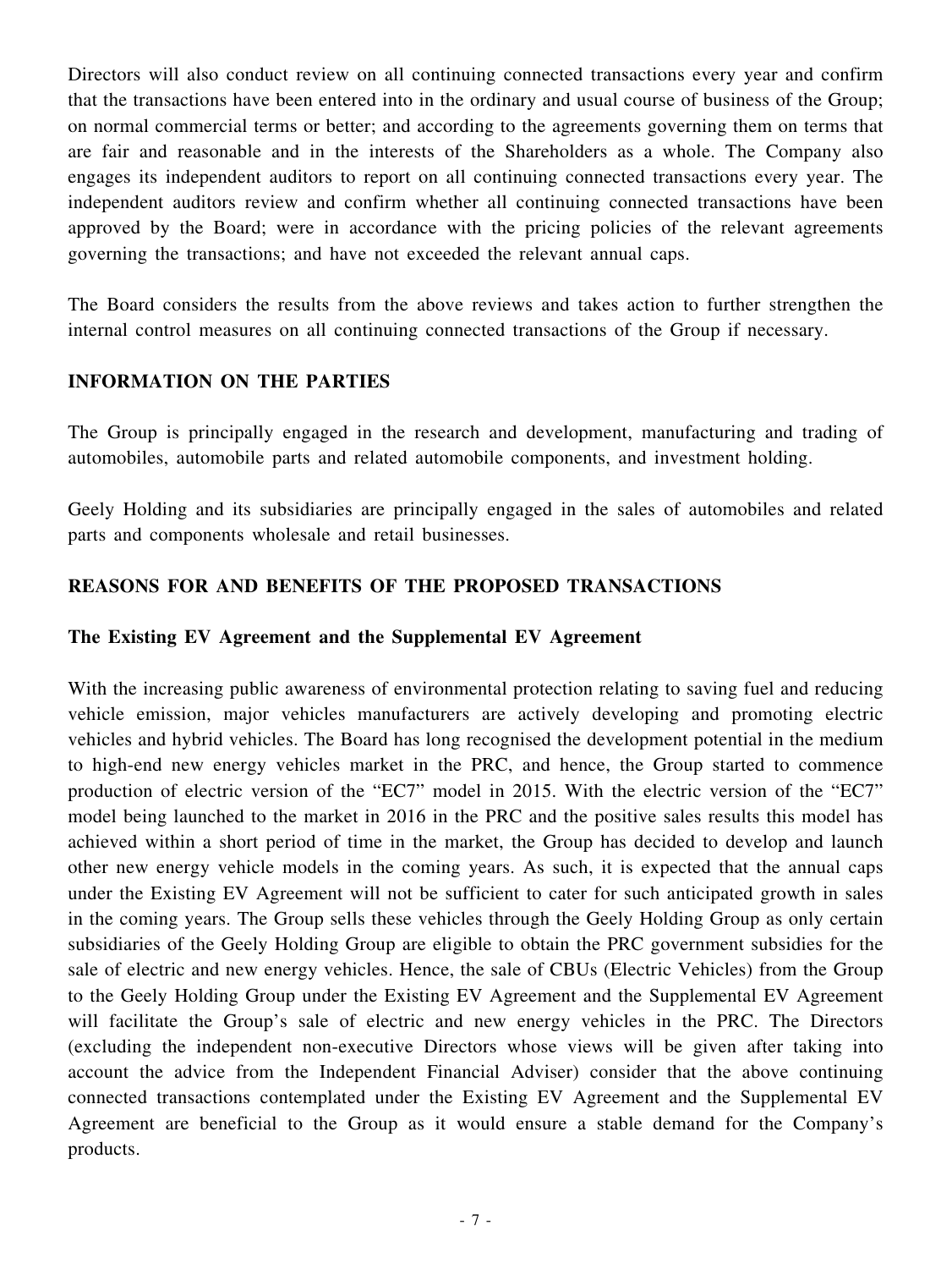Directors will also conduct review on all continuing connected transactions every year and confirm that the transactions have been entered into in the ordinary and usual course of business of the Group; on normal commercial terms or better; and according to the agreements governing them on terms that are fair and reasonable and in the interests of the Shareholders as a whole. The Company also engages its independent auditors to report on all continuing connected transactions every year. The independent auditors review and confirm whether all continuing connected transactions have been approved by the Board; were in accordance with the pricing policies of the relevant agreements governing the transactions; and have not exceeded the relevant annual caps.

The Board considers the results from the above reviews and takes action to further strengthen the internal control measures on all continuing connected transactions of the Group if necessary.

## INFORMATION ON THE PARTIES

The Group is principally engaged in the research and development, manufacturing and trading of automobiles, automobile parts and related automobile components, and investment holding.

Geely Holding and its subsidiaries are principally engaged in the sales of automobiles and related parts and components wholesale and retail businesses.

## REASONS FOR AND BENEFITS OF THE PROPOSED TRANSACTIONS

### The Existing EV Agreement and the Supplemental EV Agreement

With the increasing public awareness of environmental protection relating to saving fuel and reducing vehicle emission, major vehicles manufacturers are actively developing and promoting electric vehicles and hybrid vehicles. The Board has long recognised the development potential in the medium to high-end new energy vehicles market in the PRC, and hence, the Group started to commence production of electric version of the "EC7" model in 2015. With the electric version of the "EC7" model being launched to the market in 2016 in the PRC and the positive sales results this model has achieved within a short period of time in the market, the Group has decided to develop and launch other new energy vehicle models in the coming years. As such, it is expected that the annual caps under the Existing EV Agreement will not be sufficient to cater for such anticipated growth in sales in the coming years. The Group sells these vehicles through the Geely Holding Group as only certain subsidiaries of the Geely Holding Group are eligible to obtain the PRC government subsidies for the sale of electric and new energy vehicles. Hence, the sale of CBUs (Electric Vehicles) from the Group to the Geely Holding Group under the Existing EV Agreement and the Supplemental EV Agreement will facilitate the Group's sale of electric and new energy vehicles in the PRC. The Directors (excluding the independent non-executive Directors whose views will be given after taking into account the advice from the Independent Financial Adviser) consider that the above continuing connected transactions contemplated under the Existing EV Agreement and the Supplemental EV Agreement are beneficial to the Group as it would ensure a stable demand for the Company's products.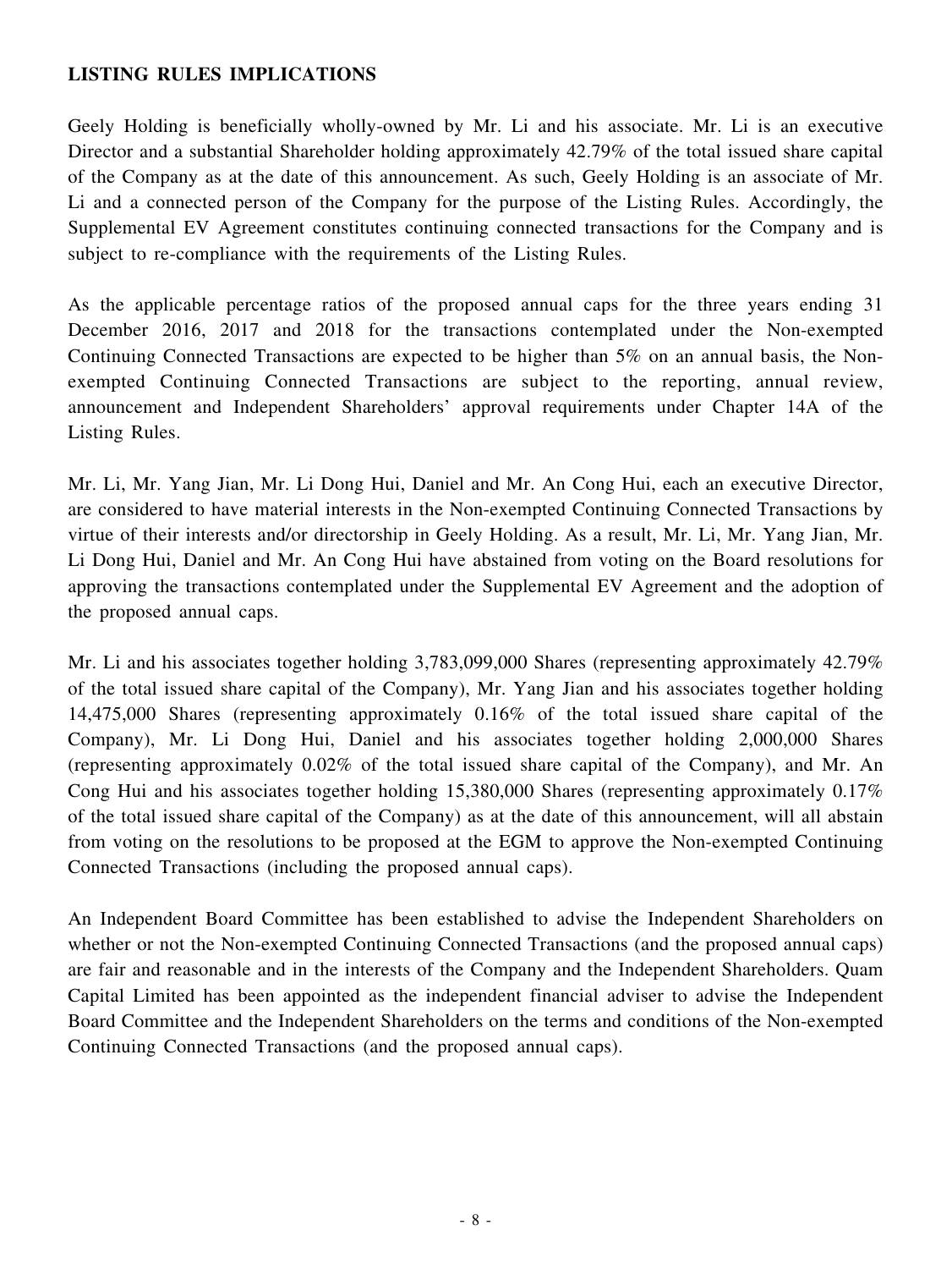## LISTING RULES IMPLICATIONS

Geely Holding is beneficially wholly-owned by Mr. Li and his associate. Mr. Li is an executive Director and a substantial Shareholder holding approximately 42.79% of the total issued share capital of the Company as at the date of this announcement. As such, Geely Holding is an associate of Mr. Li and a connected person of the Company for the purpose of the Listing Rules. Accordingly, the Supplemental EV Agreement constitutes continuing connected transactions for the Company and is subject to re-compliance with the requirements of the Listing Rules.

As the applicable percentage ratios of the proposed annual caps for the three years ending 31 December 2016, 2017 and 2018 for the transactions contemplated under the Non-exempted Continuing Connected Transactions are expected to be higher than 5% on an annual basis, the Non-exempted Continuing Connected Transactions are subject to the reporting, annual review, announcement and Independent Shareholders' approval requirements under Chapter 14A of the Listing Rules.

Mr. Li, Mr. Yang Jian, Mr. Li Dong Hui, Daniel and Mr. An Cong Hui, each an executive Director, are considered to have material interests in the Non-exempted Continuing Connected Transactions by virtue of their interests and/or directorship in Geely Holding. As a result, Mr. Li, Mr. Yang Jian, Mr. Li Dong Hui, Daniel and Mr. An Cong Hui have abstained from voting on the Board resolutions for approving the transactions contemplated under the Supplemental EV Agreement and the adoption of the proposed annual caps.

Mr. Li and his associates together holding 3,783,099,000 Shares (representing approximately 42.79% of the total issued share capital of the Company), Mr. Yang Jian and his associates together holding 14,475,000 Shares (representing approximately 0.16% of the total issued share capital of the Company), Mr. Li Dong Hui, Daniel and his associates together holding 2,000,000 Shares (representing approximately 0.02% of the total issued share capital of the Company), and Mr. An Cong Hui and his associates together holding 15,380,000 Shares (representing approximately 0.17% of the total issued share capital of the Company) as at the date of this announcement, will all abstain from voting on the resolutions to be proposed at the EGM to approve the Non-exempted Continuing Connected Transactions (including the proposed annual caps).

An Independent Board Committee has been established to advise the Independent Shareholders on whether or not the Non-exempted Continuing Connected Transactions (and the proposed annual caps) are fair and reasonable and in the interests of the Company and the Independent Shareholders. Quam Capital Limited has been appointed as the independent financial adviser to advise the Independent Board Committee and the Independent Shareholders on the terms and conditions of the Non-exempted Continuing Connected Transactions (and the proposed annual caps).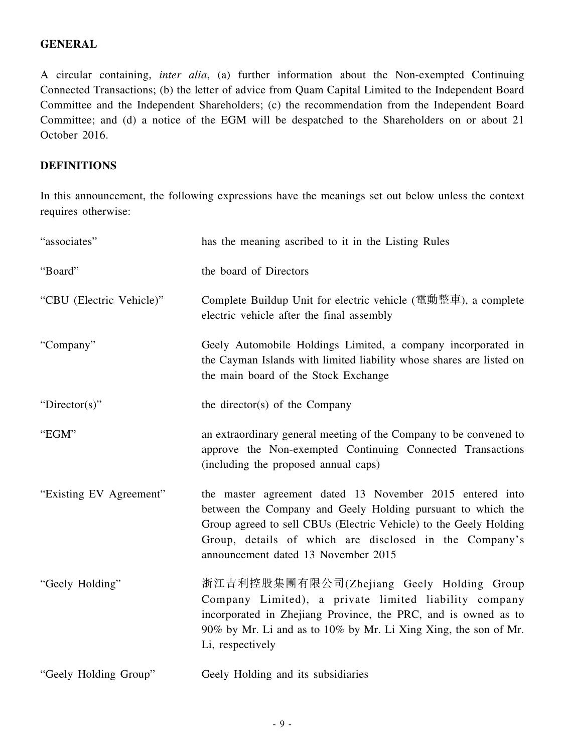## GENERAL

A circular containing, *inter alia*, (a) further information about the Non-exempted Continuing Connected Transactions; (b) the letter of advice from Quam Capital Limited to the Independent Board Committee and the Independent Shareholders; (c) the recommendation from the Independent Board Committee; and (d) a notice of the EGM will be despatched to the Shareholders on or about 21 October 2016.

## DEFINITIONS

In this announcement, the following expressions have the meanings set out below unless the context requires otherwise:

| | |
|---|---|
| "associates" | has the meaning ascribed to it in the Listing Rules |
| "Board" | the board of Directors |
| "CBU (Electric Vehicle)" | Complete Buildup Unit for electric vehicle (電動整車), a complete electric vehicle after the final assembly |
| "Company" | Geely Automobile Holdings Limited, a company incorporated in the Cayman Islands with limited liability whose shares are listed on the main board of the Stock Exchange |
| "Director(s)" | the director(s) of the Company |
| "EGM" | an extraordinary general meeting of the Company to be convened to approve the Non-exempted Continuing Connected Transactions (including the proposed annual caps) |
| "Existing EV Agreement" | the master agreement dated 13 November 2015 entered into between the Company and Geely Holding pursuant to which the Group agreed to sell CBUs (Electric Vehicle) to the Geely Holding Group, details of which are disclosed in the Company's announcement dated 13 November 2015 |
| "Geely Holding" | 浙江吉利控股集團有限公司(Zhejiang Geely Holding Group Company Limited), a private limited liability company incorporated in Zhejiang Province, the PRC, and is owned as to 90% by Mr. Li and as to 10% by Mr. Li Xing Xing, the son of Mr. Li, respectively |
| "Geely Holding Group" | Geely Holding and its subsidiaries |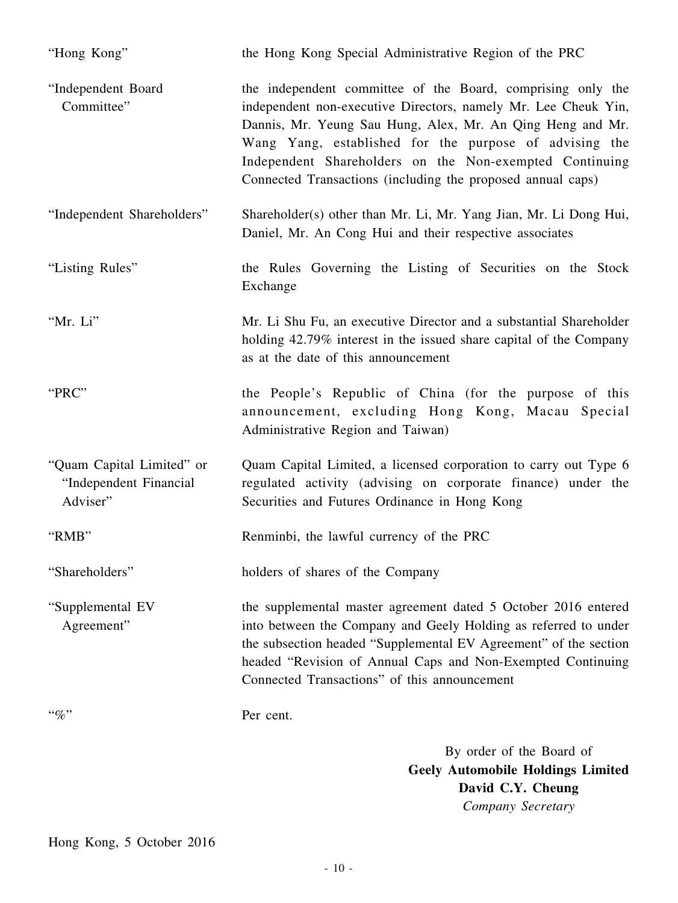| | |
|---|---|
| "Hong Kong" | the Hong Kong Special Administrative Region of the PRC |
| "Independent Board Committee" | the independent committee of the Board, comprising only the independent non-executive Directors, namely Mr. Lee Cheuk Yin, Dannis, Mr. Yeung Sau Hung, Alex, Mr. An Qing Heng and Mr. Wang Yang, established for the purpose of advising the Independent Shareholders on the Non-exempted Continuing Connected Transactions (including the proposed annual caps) |
| "Independent Shareholders" | Shareholder(s) other than Mr. Li, Mr. Yang Jian, Mr. Li Dong Hui, Daniel, Mr. An Cong Hui and their respective associates |
| "Listing Rules" | the Rules Governing the Listing of Securities on the Stock Exchange |
| "Mr. Li" | Mr. Li Shu Fu, an executive Director and a substantial Shareholder holding 42.79% interest in the issued share capital of the Company as at the date of this announcement |
| "PRC" | the People's Republic of China (for the purpose of this announcement, excluding Hong Kong, Macau Special Administrative Region and Taiwan) |
| "Quam Capital Limited" or "Independent Financial Adviser" | Quam Capital Limited, a licensed corporation to carry out Type 6 regulated activity (advising on corporate finance) under the Securities and Futures Ordinance in Hong Kong |
| "RMB" | Renminbi, the lawful currency of the PRC |
| "Shareholders" | holders of shares of the Company |
| "Supplemental EV Agreement" | the supplemental master agreement dated 5 October 2016 entered into between the Company and Geely Holding as referred to under the subsection headed "Supplemental EV Agreement" of the section headed "Revision of Annual Caps and Non-Exempted Continuing Connected Transactions" of this announcement |
| "%" | Per cent. |

By order of the Board of
**Geely Automobile Holdings Limited**
**David C.Y. Cheung**
*Company Secretary*

Hong Kong, 5 October 2016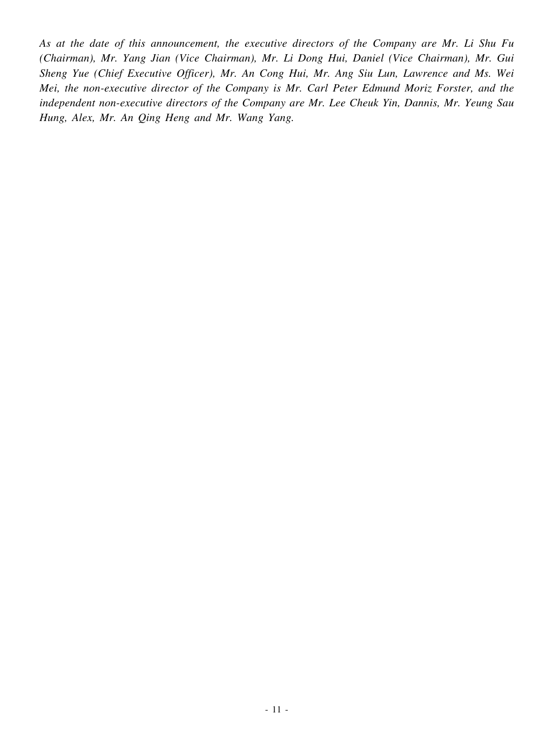*As at the date of this announcement, the executive directors of the Company are Mr. Li Shu Fu (Chairman), Mr. Yang Jian (Vice Chairman), Mr. Li Dong Hui, Daniel (Vice Chairman), Mr. Gui Sheng Yue (Chief Executive Officer), Mr. An Cong Hui, Mr. Ang Siu Lun, Lawrence and Ms. Wei Mei, the non-executive director of the Company is Mr. Carl Peter Edmund Moriz Forster, and the independent non-executive directors of the Company are Mr. Lee Cheuk Yin, Dannis, Mr. Yeung Sau Hung, Alex, Mr. An Qing Heng and Mr. Wang Yang.*